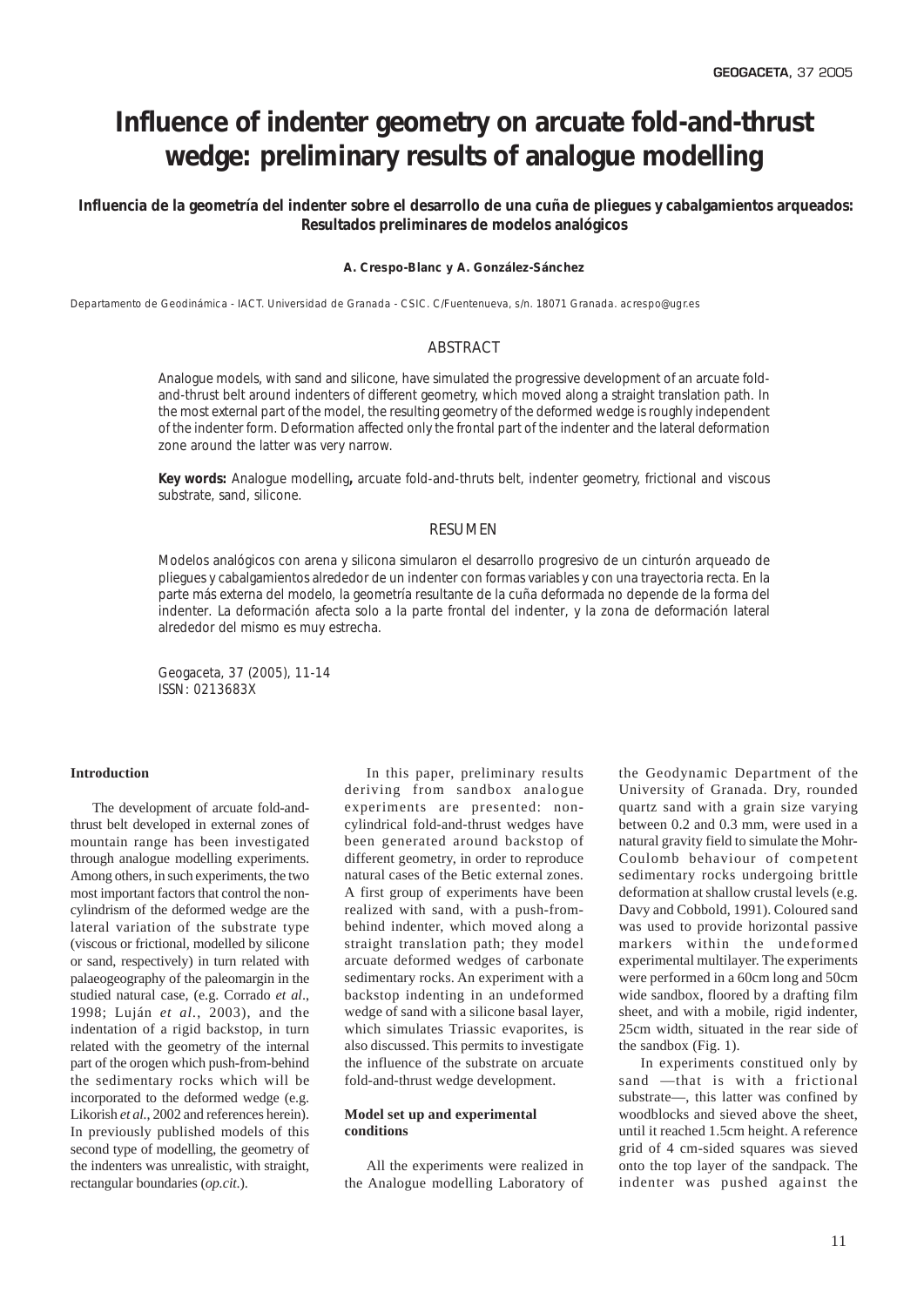# Influence of indenter geometry on arcuate fold-and-thrust wedge: preliminary results of analogue modelling

**Influencia de la geometría del indenter sobre el desarrollo de una cuña de pliegues y cabalgamientos arqueados: Resultados preliminares de modelos analógicos**

**A. Crespo-Blanc y A. González-Sánchez**

Departamento de Geodinámica - IACT. Universidad de Granada - CSIC. C/Fuentenueva, s/n. 18071 Granada. acrespo@ugr.es

## ABSTRACT

Analogue models, with sand and silicone, have simulated the progressive development of an arcuate fold-and-thrust belt around indenters of different geometry, which moved along a straight translation path. In the most external part of the model, the resulting geometry of the deformed wedge is roughly independent of the indenter form. Deformation affected only the frontal part of the indenter and the lateral deformation zone around the latter was very narrow.

**Key words:** Analogue modelling**,** arcuate fold-and-thruts belt, indenter geometry, frictional and viscous substrate, sand, silicone.

## RESUMEN

Modelos analógicos con arena y silicona simularon el desarrollo progresivo de un cinturón arqueado de pliegues y cabalgamientos alrededor de un indenter con formas variables y con una trayectoria recta. En la parte más externa del modelo, la geometría resultante de la cuña deformada no depende de la forma del indenter. La deformación afecta solo a la parte frontal del indenter, y la zona de deformación lateral alrededor del mismo es muy estrecha.

Geogaceta, 37 (2005), 11-14
ISSN: 0213683X

## Introduction

The development of arcuate fold-and-thrust belt developed in external zones of mountain range has been investigated through analogue modelling experiments. Among others, in such experiments, the two most important factors that control the non-cylindrism of the deformed wedge are the lateral variation of the substrate type (viscous or frictional, modelled by silicone or sand, respectively) in turn related with palaeogeography of the paleomargin in the studied natural case, (e.g. Corrado *et al*., 1998; Luján *et al*., 2003), and the indentation of a rigid backstop, in turn related with the geometry of the internal part of the orogen which push-from-behind the sedimentary rocks which will be incorporated to the deformed wedge (e.g. Likorish *et al*., 2002 and references herein). In previously published models of this second type of modelling, the geometry of the indenters was unrealistic, with straight, rectangular boundaries (*op.cit.*).

In this paper, preliminary results deriving from sandbox analogue experiments are presented: non-cylindrical fold-and-thrust wedges have been generated around backstop of different geometry, in order to reproduce natural cases of the Betic external zones. A first group of experiments have been realized with sand, with a push-from-behind indenter, which moved along a straight translation path; they model arcuate deformed wedges of carbonate sedimentary rocks. An experiment with a backstop indenting in an undeformed wedge of sand with a silicone basal layer, which simulates Triassic evaporites, is also discussed. This permits to investigate the influence of the substrate on arcuate fold-and-thrust wedge development.

### Model set up and experimental conditions

All the experiments were realized in the Analogue modelling Laboratory of the Geodynamic Department of the University of Granada. Dry, rounded quartz sand with a grain size varying between 0.2 and 0.3 mm, were used in a natural gravity field to simulate the Mohr-Coulomb behaviour of competent sedimentary rocks undergoing brittle deformation at shallow crustal levels (e.g. Davy and Cobbold, 1991). Coloured sand was used to provide horizontal passive markers within the undeformed experimental multilayer. The experiments were performed in a 60cm long and 50cm wide sandbox, floored by a drafting film sheet, and with a mobile, rigid indenter, 25cm width, situated in the rear side of the sandbox (Fig. 1).

In experiments constitued only by sand —that is with a frictional substrate—, this latter was confined by woodblocks and sieved above the sheet, until it reached 1.5cm height. A reference grid of 4 cm-sided squares was sieved onto the top layer of the sandpack. The indenter was pushed against the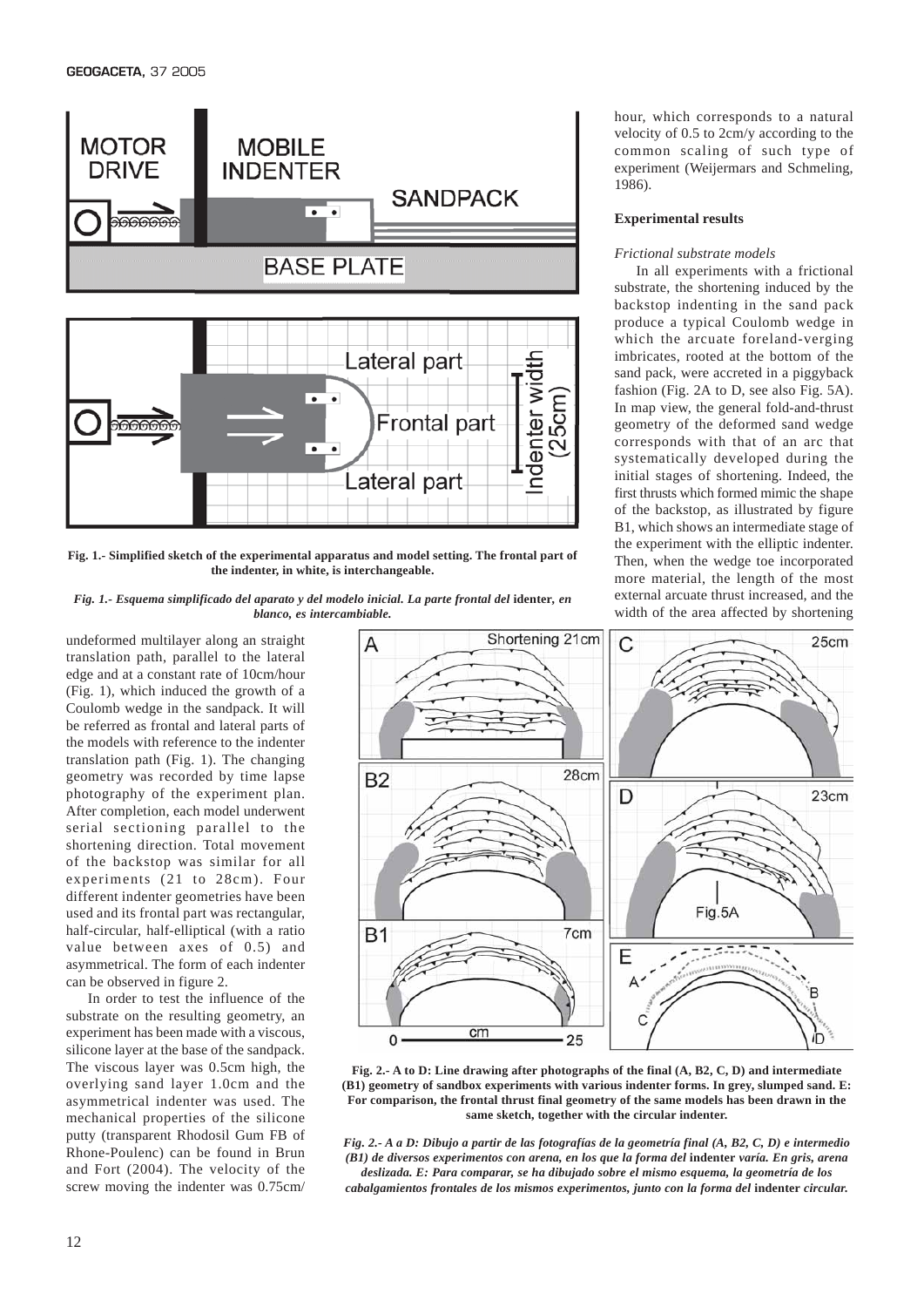**Fig. 1.- Simplified sketch of the experimental apparatus and model setting. The frontal part of the indenter, in white, is interchangeable.**

*Fig. 1.- Esquema simplificado del aparato y del modelo inicial. La parte frontal del* **indenter***, en blanco, es intercambiable.*

undeformed multilayer along an straight translation path, parallel to the lateral edge and at a constant rate of 10cm/hour (Fig. 1), which induced the growth of a Coulomb wedge in the sandpack. It will be referred as frontal and lateral parts of the models with reference to the indenter translation path (Fig. 1). The changing geometry was recorded by time lapse photography of the experiment plan. After completion, each model underwent serial sectioning parallel to the shortening direction. Total movement of the backstop was similar for all experiments (21 to 28cm). Four different indenter geometries have been used and its frontal part was rectangular, half-circular, half-elliptical (with a ratio value between axes of 0.5) and asymmetrical. The form of each indenter can be observed in figure 2.

In order to test the influence of the substrate on the resulting geometry, an experiment has been made with a viscous, silicone layer at the base of the sandpack. The viscous layer was 0.5cm high, the overlying sand layer 1.0cm and the asymmetrical indenter was used. The mechanical properties of the silicone putty (transparent Rhodosil Gum FB of Rhone-Poulenc) can be found in Brun and Fort (2004). The velocity of the screw moving the indenter was 0.75cm/hour, which corresponds to a natural velocity of 0.5 to 2cm/y according to the common scaling of such type of experiment (Weijermars and Schmeling, 1986).

### Experimental results

*Frictional substrate models*

In all experiments with a frictional substrate, the shortening induced by the backstop indenting in the sand pack produce a typical Coulomb wedge in which the arcuate foreland-verging imbricates, rooted at the bottom of the sand pack, were accreted in a piggyback fashion (Fig. 2A to D, see also Fig. 5A). In map view, the general fold-and-thrust geometry of the deformed sand wedge corresponds with that of an arc that systematically developed during the initial stages of shortening. Indeed, the first thrusts which formed mimic the shape of the backstop, as illustrated by figure B1, which shows an intermediate stage of the experiment with the elliptic indenter. Then, when the wedge toe incorporated more material, the length of the most external arcuate thrust increased, and the width of the area affected by shortening

**Fig. 2.- A to D: Line drawing after photographs of the final (A, B2, C, D) and intermediate (B1) geometry of sandbox experiments with various indenter forms. In grey, slumped sand. E: For comparison, the frontal thrust final geometry of the same models has been drawn in the same sketch, together with the circular indenter.**

*Fig. 2.- A a D: Dibujo a partir de las fotografías de la geometría final (A, B2, C, D) e intermedio (B1) de diversos experimentos con arena, en los que la forma del* **indenter** *varía. En gris, arena deslizada. E: Para comparar, se ha dibujado sobre el mismo esquema, la geometría de los cabalgamientos frontales de los mismos experimentos, junto con la forma del* **indenter** *circular.*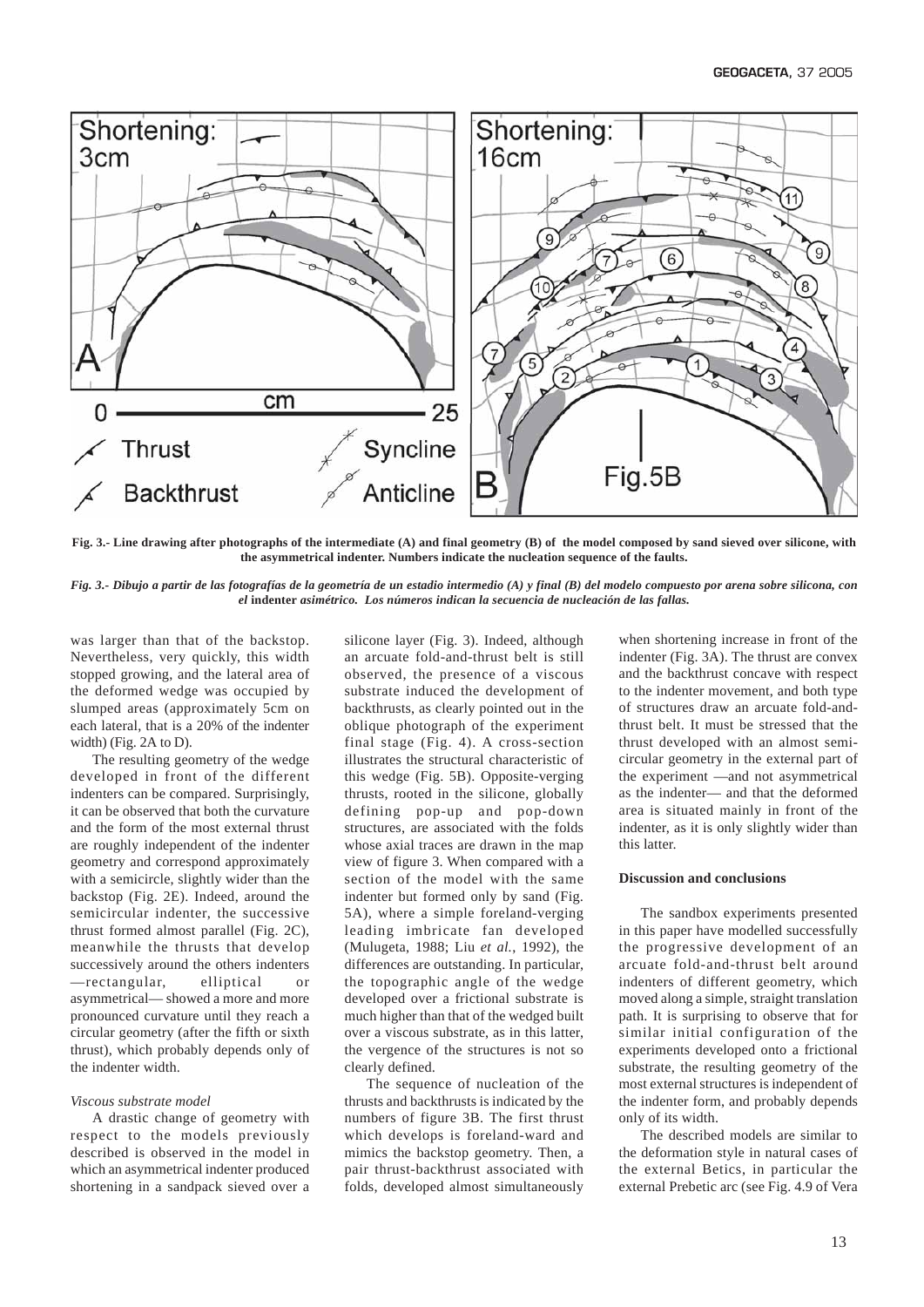**Fig. 3.- Line drawing after photographs of the intermediate (A) and final geometry (B) of the model composed by sand sieved over silicone, with the asymmetrical indenter. Numbers indicate the nucleation sequence of the faults.**

***Fig. 3.- Dibujo a partir de las fotografías de la geometría de un estadio intermedio (A) y final (B) del modelo compuesto por arena sobre silicona, con el* indenter *asimétrico. Los números indican la secuencia de nucleación de las fallas.***

was larger than that of the backstop. Nevertheless, very quickly, this width stopped growing, and the lateral area of the deformed wedge was occupied by slumped areas (approximately 5cm on each lateral, that is a 20% of the indenter width) (Fig. 2A to D).

The resulting geometry of the wedge developed in front of the different indenters can be compared. Surprisingly, it can be observed that both the curvature and the form of the most external thrust are roughly independent of the indenter geometry and correspond approximately with a semicircle, slightly wider than the backstop (Fig. 2E). Indeed, around the semicircular indenter, the successive thrust formed almost parallel (Fig. 2C), meanwhile the thrusts that develop successively around the others indenters —rectangular, elliptical or asymmetrical— showed a more and more pronounced curvature until they reach a circular geometry (after the fifth or sixth thrust), which probably depends only of the indenter width.

*Viscous substrate model*

A drastic change of geometry with respect to the models previously described is observed in the model in which an asymmetrical indenter produced shortening in a sandpack sieved over a silicone layer (Fig. 3). Indeed, although an arcuate fold-and-thrust belt is still observed, the presence of a viscous substrate induced the development of backthrusts, as clearly pointed out in the oblique photograph of the experiment final stage (Fig. 4). A cross-section illustrates the structural characteristic of this wedge (Fig. 5B). Opposite-verging thrusts, rooted in the silicone, globally defining pop-up and pop-down structures, are associated with the folds whose axial traces are drawn in the map view of figure 3. When compared with a section of the model with the same indenter but formed only by sand (Fig. 5A), where a simple foreland-verging leading imbricate fan developed (Mulugeta, 1988; Liu *et al.*, 1992), the differences are outstanding. In particular, the topographic angle of the wedge developed over a frictional substrate is much higher than that of the wedged built over a viscous substrate, as in this latter, the vergence of the structures is not so clearly defined.

The sequence of nucleation of the thrusts and backthrusts is indicated by the numbers of figure 3B. The first thrust which develops is foreland-ward and mimics the backstop geometry. Then, a pair thrust-backthrust associated with folds, developed almost simultaneously when shortening increase in front of the indenter (Fig. 3A). The thrust are convex and the backthrust concave with respect to the indenter movement, and both type of structures draw an arcuate fold-and-thrust belt. It must be stressed that the thrust developed with an almost semi-circular geometry in the external part of the experiment —and not asymmetrical as the indenter— and that the deformed area is situated mainly in front of the indenter, as it is only slightly wider than this latter.

## Discussion and conclusions

The sandbox experiments presented in this paper have modelled successfully the progressive development of an arcuate fold-and-thrust belt around indenters of different geometry, which moved along a simple, straight translation path. It is surprising to observe that for similar initial configuration of the experiments developed onto a frictional substrate, the resulting geometry of the most external structures is independent of the indenter form, and probably depends only of its width.

The described models are similar to the deformation style in natural cases of the external Betics, in particular the external Prebetic arc (see Fig. 4.9 of Vera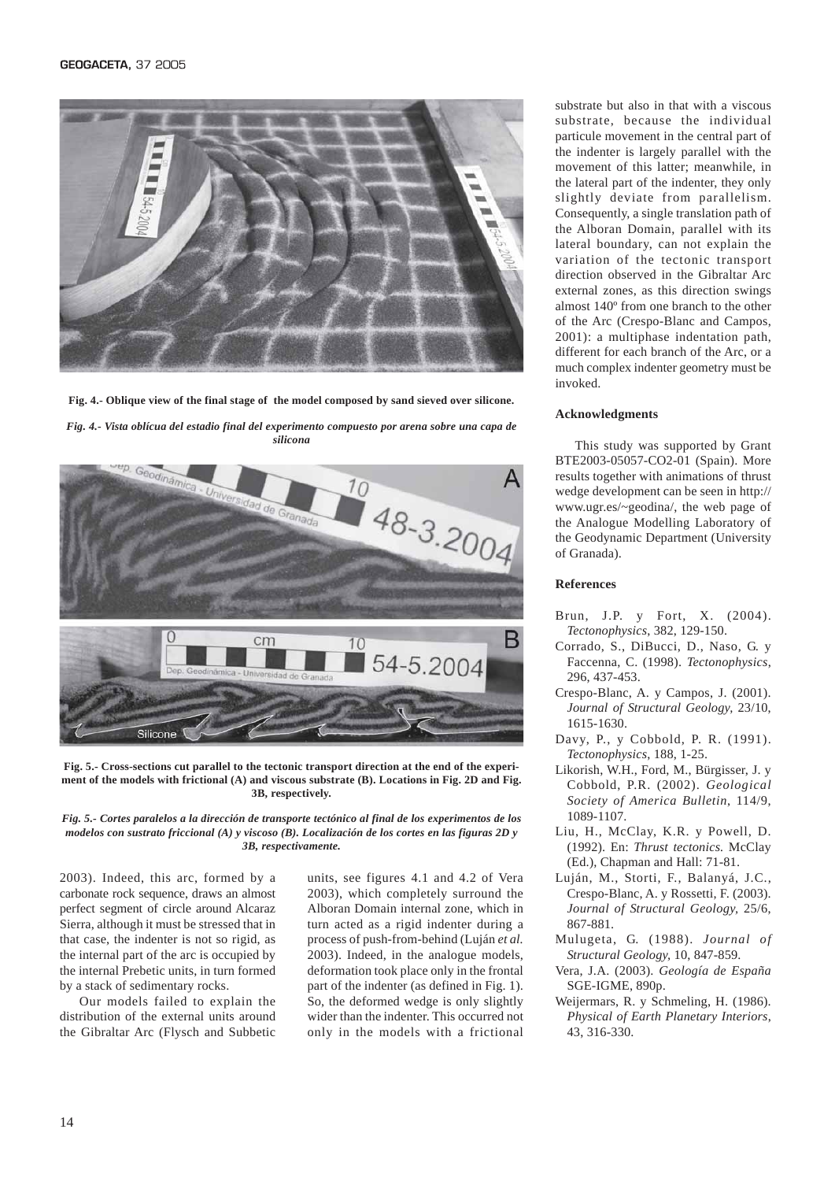Fig. 4.- Oblique view of the final stage of the model composed by sand sieved over silicone.

*Fig. 4.- Vista oblícua del estadio final del experimento compuesto por arena sobre una capa de silicona*

Fig. 5.- Cross-sections cut parallel to the tectonic transport direction at the end of the experiment of the models with frictional (A) and viscous substrate (B). Locations in Fig. 2D and Fig. 3B, respectively.

*Fig. 5.- Cortes paralelos a la dirección de transporte tectónico al final de los experimentos de los modelos con sustrato friccional (A) y viscoso (B). Localización de los cortes en las figuras 2D y 3B, respectivamente.*

2003). Indeed, this arc, formed by a carbonate rock sequence, draws an almost perfect segment of circle around Alcaraz Sierra, although it must be stressed that in that case, the indenter is not so rigid, as the internal part of the arc is occupied by the internal Prebetic units, in turn formed by a stack of sedimentary rocks.

Our models failed to explain the distribution of the external units around the Gibraltar Arc (Flysch and Subbetic units, see figures 4.1 and 4.2 of Vera 2003), which completely surround the Alboran Domain internal zone, which in turn acted as a rigid indenter during a process of push-from-behind (Luján *et al.* 2003). Indeed, in the analogue models, deformation took place only in the frontal part of the indenter (as defined in Fig. 1). So, the deformed wedge is only slightly wider than the indenter. This occurred not only in the models with a frictional substrate but also in that with a viscous substrate, because the individual particule movement in the central part of the indenter is largely parallel with the movement of this latter; meanwhile, in the lateral part of the indenter, they only slightly deviate from parallelism. Consequently, a single translation path of the Alboran Domain, parallel with its lateral boundary, can not explain the variation of the tectonic transport direction observed in the Gibraltar Arc external zones, as this direction swings almost 140º from one branch to the other of the Arc (Crespo-Blanc and Campos, 2001): a multiphase indentation path, different for each branch of the Arc, or a much complex indenter geometry must be invoked.

## Acknowledgments

This study was supported by Grant BTE2003-05057-CO2-01 (Spain). More results together with animations of thrust wedge development can be seen in http://www.ugr.es/~geodina/, the web page of the Analogue Modelling Laboratory of the Geodynamic Department (University of Granada).

## References

Brun, J.P. y Fort, X. (2004). *Tectonophysics*, 382, 129-150.

Corrado, S., DiBucci, D., Naso, G. y Faccenna, C. (1998). *Tectonophysics*, 296, 437-453.

Crespo-Blanc, A. y Campos, J. (2001). *Journal of Structural Geology*, 23/10, 1615-1630.

Davy, P., y Cobbold, P. R. (1991). *Tectonophysics*, 188, 1-25.

Likorish, W.H., Ford, M., Bürgisser, J. y Cobbold, P.R. (2002). *Geological Society of America Bulletin*, 114/9, 1089-1107.

Liu, H., McClay, K.R. y Powell, D. (1992). En: *Thrust tectonics.* McClay (Ed.), Chapman and Hall: 71-81.

Luján, M., Storti, F., Balanyá, J.C., Crespo-Blanc, A. y Rossetti, F. (2003). *Journal of Structural Geology*, 25/6, 867-881.

Mulugeta, G. (1988). *Journal of Structural Geology*, 10, 847-859.

Vera, J.A. (2003). *Geología de España* SGE-IGME, 890p.

Weijermars, R. y Schmeling, H. (1986). *Physical of Earth Planetary Interiors*, 43, 316-330.